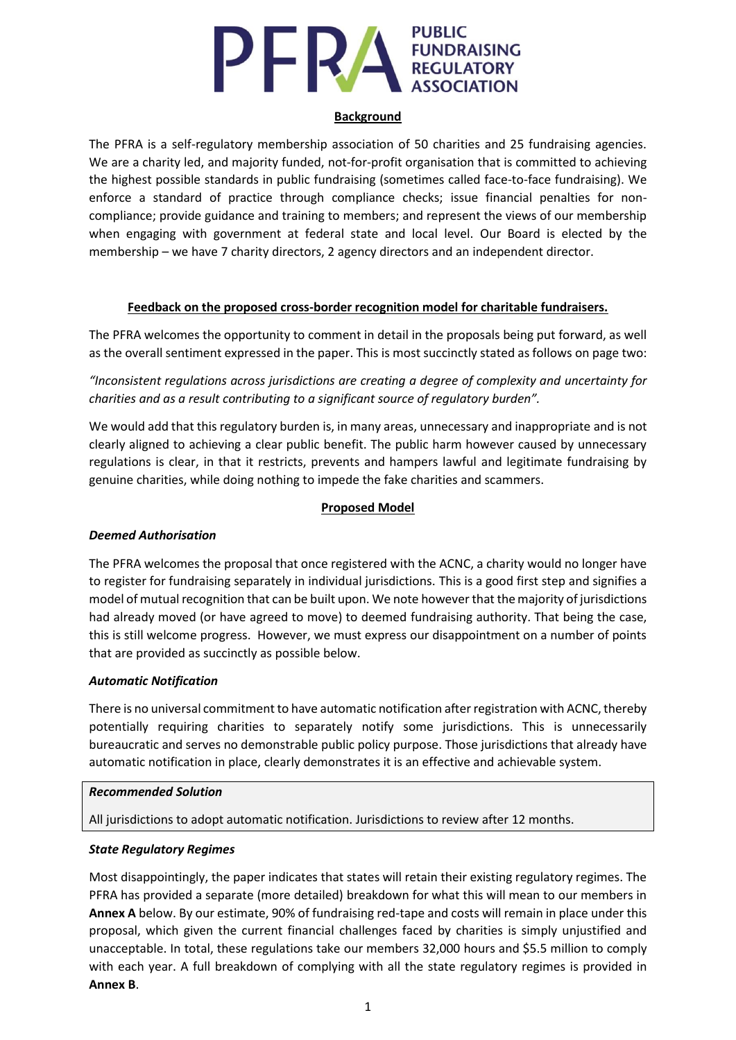# PFRA PUBLIC FUNDRAISING REGULATORY ASSOCIATION

## Background

The PFRA is a self-regulatory membership association of 50 charities and 25 fundraising agencies. We are a charity led, and majority funded, not-for-profit organisation that is committed to achieving the highest possible standards in public fundraising (sometimes called face-to-face fundraising). We enforce a standard of practice through compliance checks; issue financial penalties for non-compliance; provide guidance and training to members; and represent the views of our membership when engaging with government at federal state and local level. Our Board is elected by the membership – we have 7 charity directors, 2 agency directors and an independent director.

## Feedback on the proposed cross-border recognition model for charitable fundraisers.

The PFRA welcomes the opportunity to comment in detail in the proposals being put forward, as well as the overall sentiment expressed in the paper. This is most succinctly stated as follows on page two:

*"Inconsistent regulations across jurisdictions are creating a degree of complexity and uncertainty for charities and as a result contributing to a significant source of regulatory burden".*

We would add that this regulatory burden is, in many areas, unnecessary and inappropriate and is not clearly aligned to achieving a clear public benefit. The public harm however caused by unnecessary regulations is clear, in that it restricts, prevents and hampers lawful and legitimate fundraising by genuine charities, while doing nothing to impede the fake charities and scammers.

## Proposed Model

### *Deemed Authorisation*

The PFRA welcomes the proposal that once registered with the ACNC, a charity would no longer have to register for fundraising separately in individual jurisdictions. This is a good first step and signifies a model of mutual recognition that can be built upon. We note however that the majority of jurisdictions had already moved (or have agreed to move) to deemed fundraising authority. That being the case, this is still welcome progress. However, we must express our disappointment on a number of points that are provided as succinctly as possible below.

### *Automatic Notification*

There is no universal commitment to have automatic notification after registration with ACNC, thereby potentially requiring charities to separately notify some jurisdictions. This is unnecessarily bureaucratic and serves no demonstrable public policy purpose. Those jurisdictions that already have automatic notification in place, clearly demonstrates it is an effective and achievable system.

> ***Recommended Solution***
>
> All jurisdictions to adopt automatic notification. Jurisdictions to review after 12 months.

### *State Regulatory Regimes*

Most disappointingly, the paper indicates that states will retain their existing regulatory regimes. The PFRA has provided a separate (more detailed) breakdown for what this will mean to our members in **Annex A** below. By our estimate, 90% of fundraising red-tape and costs will remain in place under this proposal, which given the current financial challenges faced by charities is simply unjustified and unacceptable. In total, these regulations take our members 32,000 hours and $5.5 million to comply with each year. A full breakdown of complying with all the state regulatory regimes is provided in **Annex B**.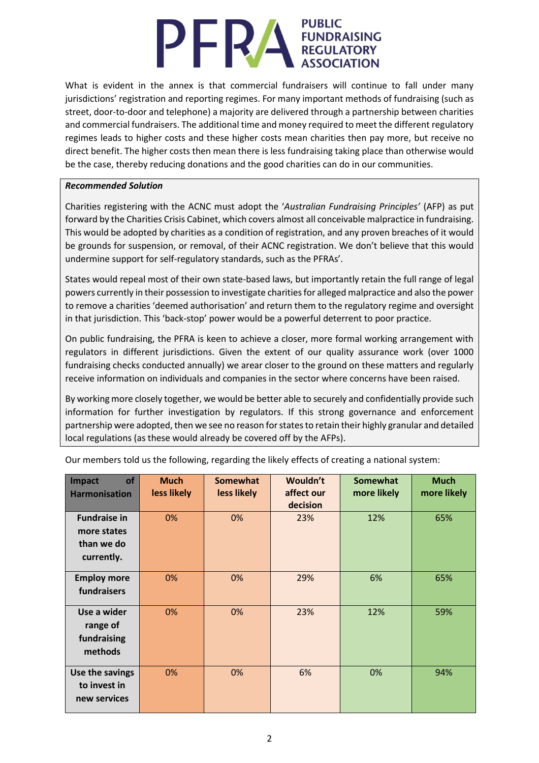What is evident in the annex is that commercial fundraisers will continue to fall under many jurisdictions' registration and reporting regimes. For many important methods of fundraising (such as street, door-to-door and telephone) a majority are delivered through a partnership between charities and commercial fundraisers. The additional time and money required to meet the different regulatory regimes leads to higher costs and these higher costs mean charities then pay more, but receive no direct benefit. The higher costs then mean there is less fundraising taking place than otherwise would be the case, thereby reducing donations and the good charities can do in our communities.

***Recommended Solution***

Charities registering with the ACNC must adopt the '*Australian Fundraising Principles'* (AFP) as put forward by the Charities Crisis Cabinet, which covers almost all conceivable malpractice in fundraising. This would be adopted by charities as a condition of registration, and any proven breaches of it would be grounds for suspension, or removal, of their ACNC registration. We don't believe that this would undermine support for self-regulatory standards, such as the PFRAs'.

States would repeal most of their own state-based laws, but importantly retain the full range of legal powers currently in their possession to investigate charities for alleged malpractice and also the power to remove a charities 'deemed authorisation' and return them to the regulatory regime and oversight in that jurisdiction. This 'back-stop' power would be a powerful deterrent to poor practice.

On public fundraising, the PFRA is keen to achieve a closer, more formal working arrangement with regulators in different jurisdictions. Given the extent of our quality assurance work (over 1000 fundraising checks conducted annually) we arear closer to the ground on these matters and regularly receive information on individuals and companies in the sector where concerns have been raised.

By working more closely together, we would be better able to securely and confidentially provide such information for further investigation by regulators. If this strong governance and enforcement partnership were adopted, then we see no reason for states to retain their highly granular and detailed local regulations (as these would already be covered off by the AFPs).

Our members told us the following, regarding the likely effects of creating a national system:

| Impact of Harmonisation | Much less likely | Somewhat less likely | Wouldn't affect our decision | Somewhat more likely | Much more likely |
|---|---|---|---|---|---|
| Fundraise in more states than we do currently. | 0% | 0% | 23% | 12% | 65% |
| Employ more fundraisers | 0% | 0% | 29% | 6% | 65% |
| Use a wider range of fundraising methods | 0% | 0% | 23% | 12% | 59% |
| Use the savings to invest in new services | 0% | 0% | 6% | 0% | 94% |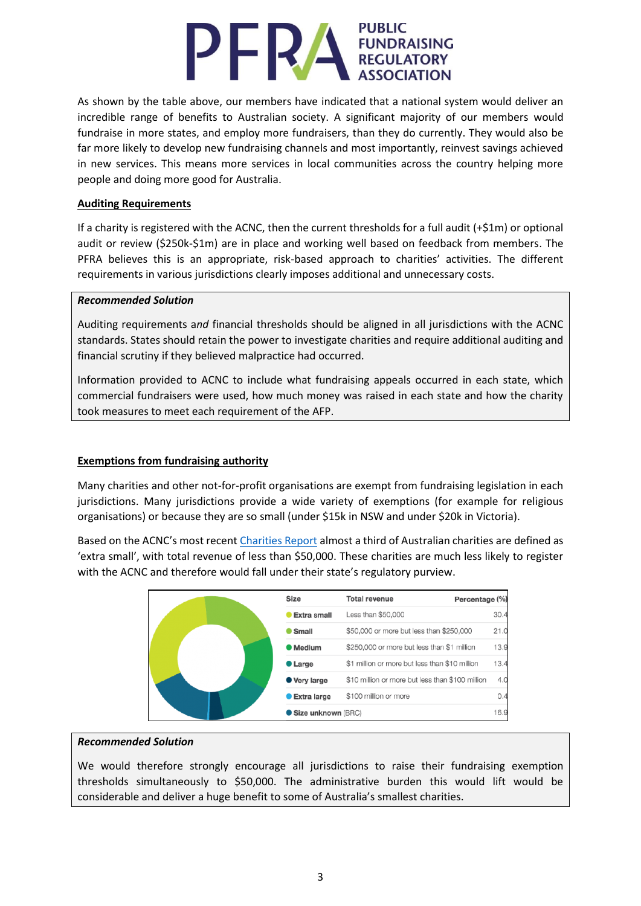As shown by the table above, our members have indicated that a national system would deliver an incredible range of benefits to Australian society. A significant majority of our members would fundraise in more states, and employ more fundraisers, than they do currently. They would also be far more likely to develop new fundraising channels and most importantly, reinvest savings achieved in new services. This means more services in local communities across the country helping more people and doing more good for Australia.

**Auditing Requirements**

If a charity is registered with the ACNC, then the current thresholds for a full audit (+$1m) or optional audit or review ($250k-$1m) are in place and working well based on feedback from members. The PFRA believes this is an appropriate, risk-based approach to charities' activities. The different requirements in various jurisdictions clearly imposes additional and unnecessary costs.

***Recommended Solution***

Auditing requirements *and* financial thresholds should be aligned in all jurisdictions with the ACNC standards. States should retain the power to investigate charities and require additional auditing and financial scrutiny if they believed malpractice had occurred.

Information provided to ACNC to include what fundraising appeals occurred in each state, which commercial fundraisers were used, how much money was raised in each state and how the charity took measures to meet each requirement of the AFP.

**Exemptions from fundraising authority**

Many charities and other not-for-profit organisations are exempt from fundraising legislation in each jurisdictions. Many jurisdictions provide a wide variety of exemptions (for example for religious organisations) or because they are so small (under $15k in NSW and under $20k in Victoria).

Based on the ACNC's most recent Charities Report almost a third of Australian charities are defined as 'extra small', with total revenue of less than $50,000. These charities are much less likely to register with the ACNC and therefore would fall under their state's regulatory purview.

| Size | Total revenue | Percentage (%) |
|---|---|---|
| Extra small | Less than $50,000 | 30.4 |
| Small | $50,000 or more but less than $250,000 | 21.0 |
| Medium | $250,000 or more but less than $1 million | 13.9 |
| Large | $1 million or more but less than $10 million | 13.4 |
| Very large | $10 million or more but less than $100 million | 4.0 |
| Extra large | $100 million or more | 0.4 |
| Size unknown (BRC) | | 16.9 |

***Recommended Solution***

We would therefore strongly encourage all jurisdictions to raise their fundraising exemption thresholds simultaneously to $50,000. The administrative burden this would lift would be considerable and deliver a huge benefit to some of Australia's smallest charities.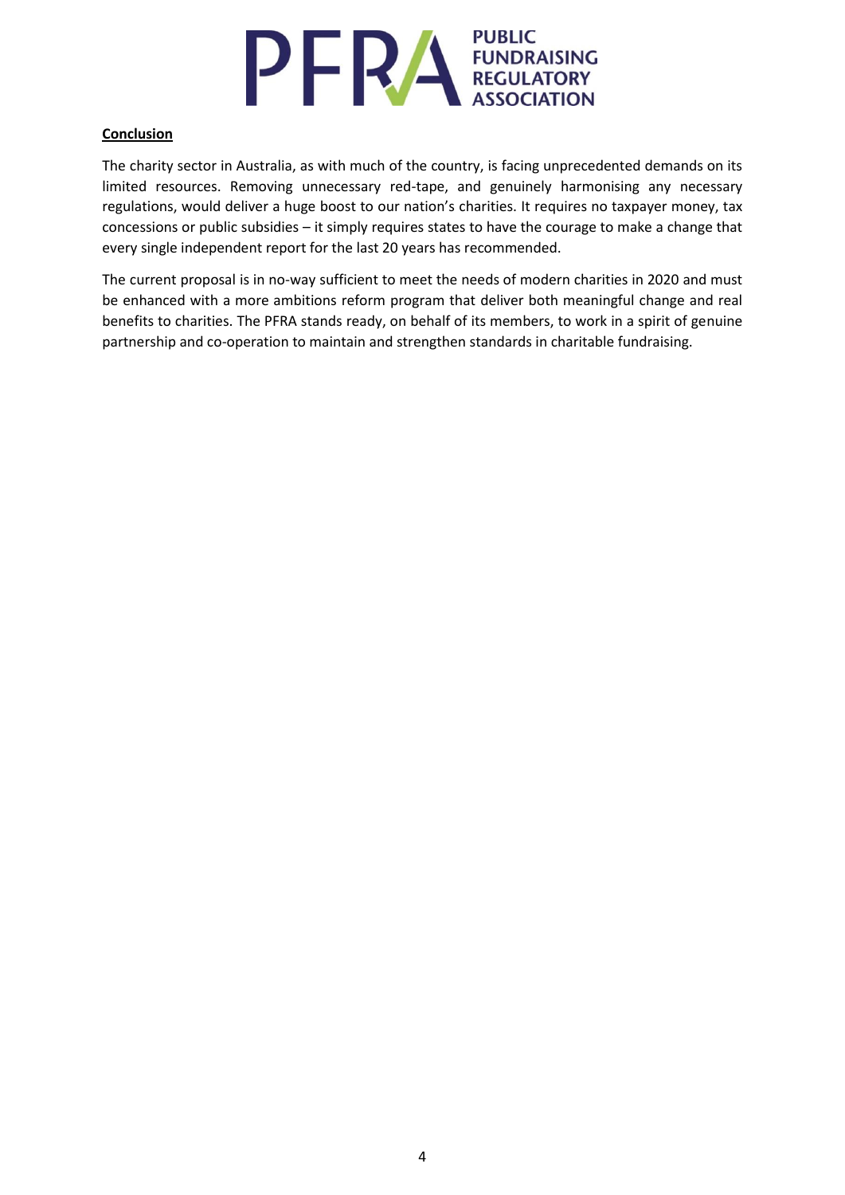## Conclusion

The charity sector in Australia, as with much of the country, is facing unprecedented demands on its limited resources. Removing unnecessary red-tape, and genuinely harmonising any necessary regulations, would deliver a huge boost to our nation's charities. It requires no taxpayer money, tax concessions or public subsidies – it simply requires states to have the courage to make a change that every single independent report for the last 20 years has recommended.

The current proposal is in no-way sufficient to meet the needs of modern charities in 2020 and must be enhanced with a more ambitions reform program that deliver both meaningful change and real benefits to charities. The PFRA stands ready, on behalf of its members, to work in a spirit of genuine partnership and co-operation to maintain and strengthen standards in charitable fundraising.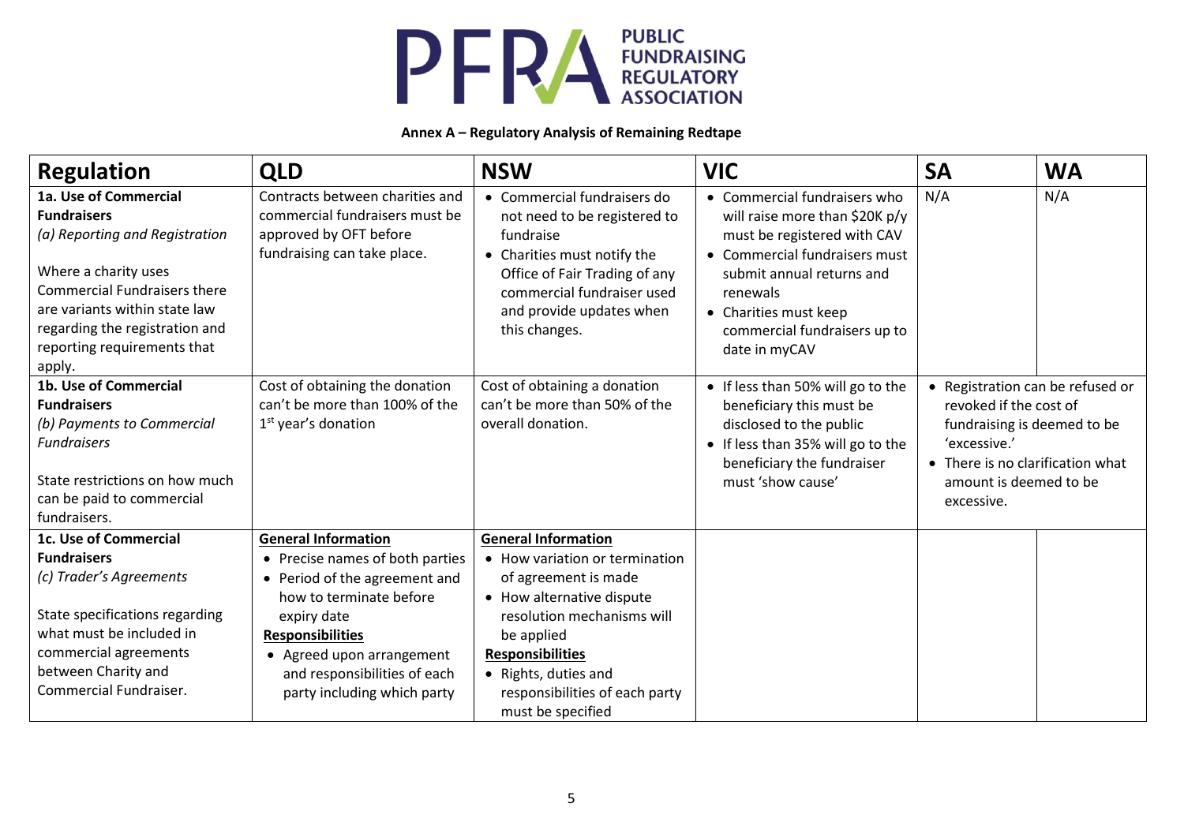**Annex A – Regulatory Analysis of Remaining Redtape**

| Regulation | QLD | NSW | VIC | SA | WA |
|---|---|---|---|---|---|
| **1a. Use of Commercial Fundraisers**<br>*(a) Reporting and Registration*<br><br>Where a charity uses Commercial Fundraisers there are variants within state law regarding the registration and reporting requirements that apply. | Contracts between charities and commercial fundraisers must be approved by OFT before fundraising can take place. | • Commercial fundraisers do not need to be registered to fundraise<br>• Charities must notify the Office of Fair Trading of any commercial fundraiser used and provide updates when this changes. | • Commercial fundraisers who will raise more than $20K p/y must be registered with CAV<br>• Commercial fundraisers must submit annual returns and renewals<br>• Charities must keep commercial fundraisers up to date in myCAV | N/A | N/A |
| **1b. Use of Commercial Fundraisers**<br>*(b) Payments to Commercial Fundraisers*<br><br>State restrictions on how much can be paid to commercial fundraisers. | Cost of obtaining the donation can't be more than 100% of the 1st year's donation | Cost of obtaining a donation can't be more than 50% of the overall donation. | • If less than 50% will go to the beneficiary this must be disclosed to the public<br>• If less than 35% will go to the beneficiary the fundraiser must 'show cause' | • Registration can be refused or revoked if the cost of fundraising is deemed to be 'excessive.'<br>• There is no clarification what amount is deemed to be excessive. | |
| **1c. Use of Commercial Fundraisers**<br>*(c) Trader's Agreements*<br><br>State specifications regarding what must be included in commercial agreements between Charity and Commercial Fundraiser. | **General Information**<br>• Precise names of both parties<br>• Period of the agreement and how to terminate before expiry date<br>**Responsibilities**<br>• Agreed upon arrangement and responsibilities of each party including which party | **General Information**<br>• How variation or termination of agreement is made<br>• How alternative dispute resolution mechanisms will be applied<br>**Responsibilities**<br>• Rights, duties and responsibilities of each party must be specified | | | |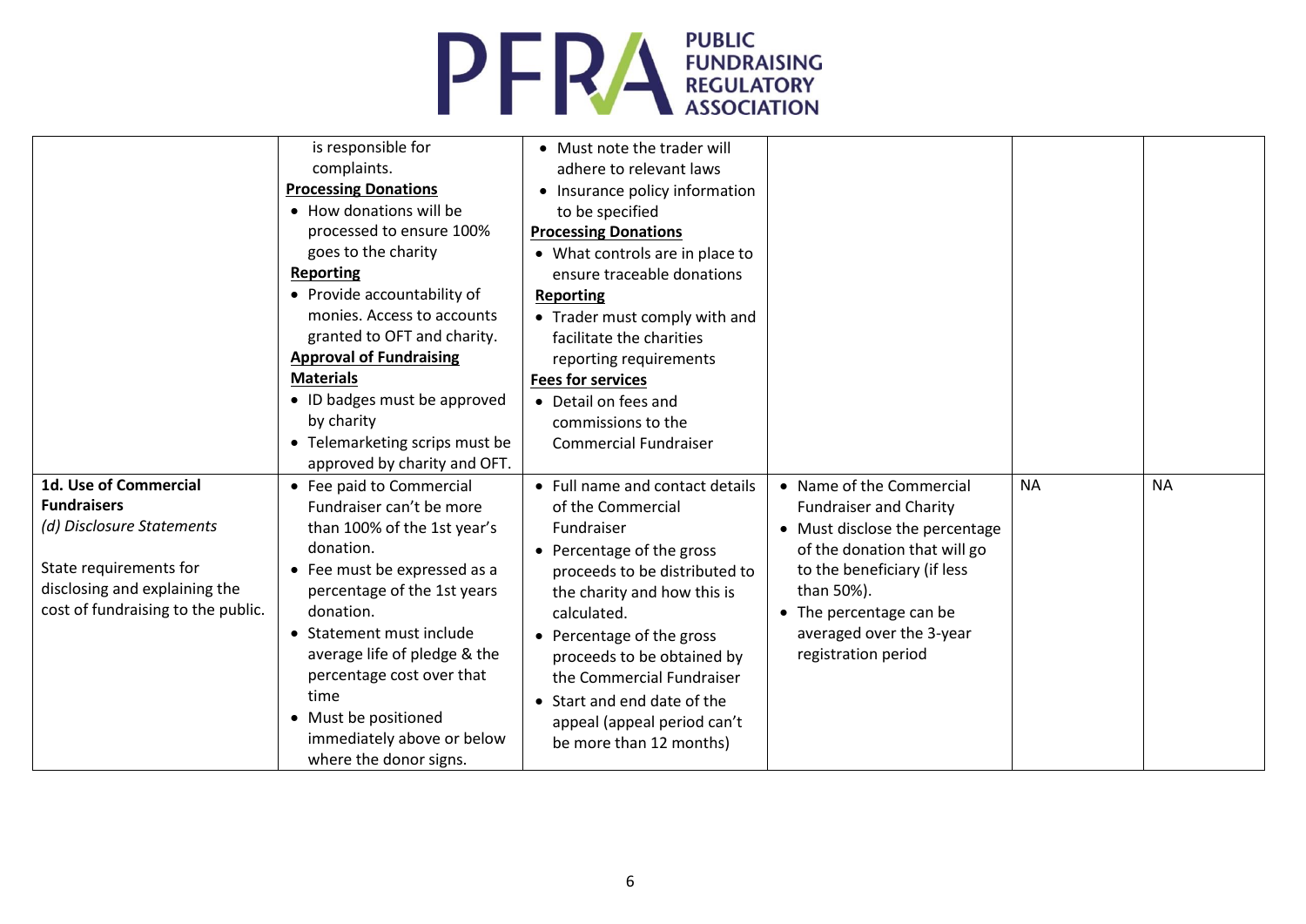| | | | | | |
|---|---|---|---|---|---|
| | is responsible for complaints.<br>**Processing Donations**<br>• How donations will be processed to ensure 100% goes to the charity<br>**Reporting**<br>• Provide accountability of monies. Access to accounts granted to OFT and charity.<br>**Approval of Fundraising Materials**<br>• ID badges must be approved by charity<br>• Telemarketing scrips must be approved by charity and OFT. | • Must note the trader will adhere to relevant laws<br>• Insurance policy information to be specified<br>**Processing Donations**<br>• What controls are in place to ensure traceable donations<br>**Reporting**<br>• Trader must comply with and facilitate the charities reporting requirements<br>**Fees for services**<br>• Detail on fees and commissions to the Commercial Fundraiser | | | |
| **1d. Use of Commercial Fundraisers**<br>*(d) Disclosure Statements*<br><br>State requirements for disclosing and explaining the cost of fundraising to the public. | • Fee paid to Commercial Fundraiser can't be more than 100% of the 1st year's donation.<br>• Fee must be expressed as a percentage of the 1st years donation.<br>• Statement must include average life of pledge & the percentage cost over that time<br>• Must be positioned immediately above or below where the donor signs. | • Full name and contact details of the Commercial Fundraiser<br>• Percentage of the gross proceeds to be distributed to the charity and how this is calculated.<br>• Percentage of the gross proceeds to be obtained by the Commercial Fundraiser<br>• Start and end date of the appeal (appeal period can't be more than 12 months) | • Name of the Commercial Fundraiser and Charity<br>• Must disclose the percentage of the donation that will go to the beneficiary (if less than 50%).<br>• The percentage can be averaged over the 3-year registration period | NA | NA |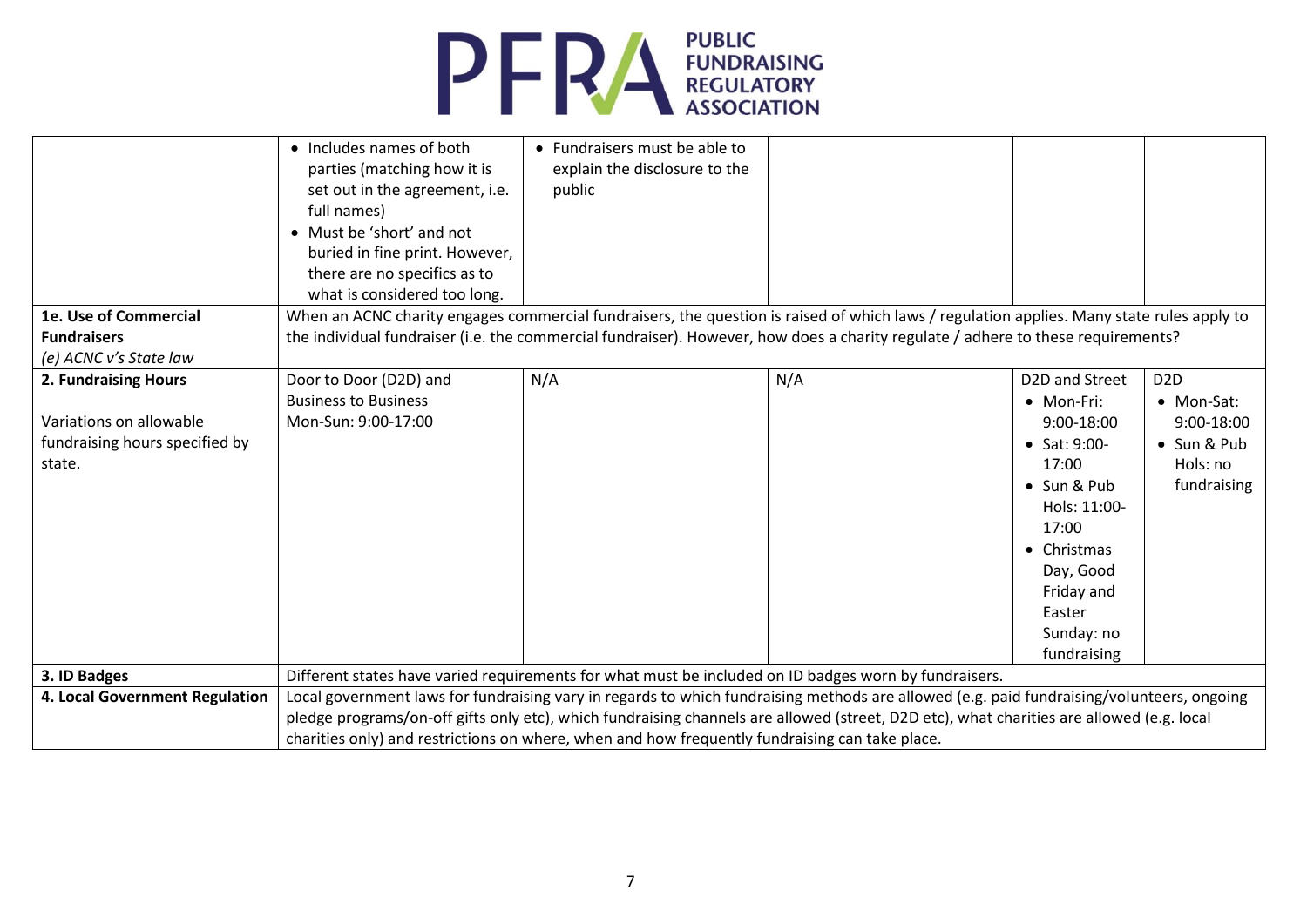| | | | | | |
|---|---|---|---|---|---|
| | • Includes names of both parties (matching how it is set out in the agreement, i.e. full names)<br>• Must be 'short' and not buried in fine print. However, there are no specifics as to what is considered too long. | • Fundraisers must be able to explain the disclosure to the public | | | |
| **1e. Use of Commercial Fundraisers**<br>*(e) ACNC v's State law* | When an ACNC charity engages commercial fundraisers, the question is raised of which laws / regulation applies. Many state rules apply to the individual fundraiser (i.e. the commercial fundraiser). However, how does a charity regulate / adhere to these requirements? | | | | |
| **2. Fundraising Hours**<br><br>Variations on allowable fundraising hours specified by state. | Door to Door (D2D) and Business to Business<br>Mon-Sun: 9:00-17:00 | N/A | N/A | D2D and Street<br>• Mon-Fri: 9:00-18:00<br>• Sat: 9:00-17:00<br>• Sun & Pub Hols: 11:00-17:00<br>• Christmas Day, Good Friday and Easter Sunday: no fundraising | D2D<br>• Mon-Sat: 9:00-18:00<br>• Sun & Pub Hols: no fundraising |
| **3. ID Badges** | Different states have varied requirements for what must be included on ID badges worn by fundraisers. | | | | |
| **4. Local Government Regulation** | Local government laws for fundraising vary in regards to which fundraising methods are allowed (e.g. paid fundraising/volunteers, ongoing pledge programs/on-off gifts only etc), which fundraising channels are allowed (street, D2D etc), what charities are allowed (e.g. local charities only) and restrictions on where, when and how frequently fundraising can take place. | | | | |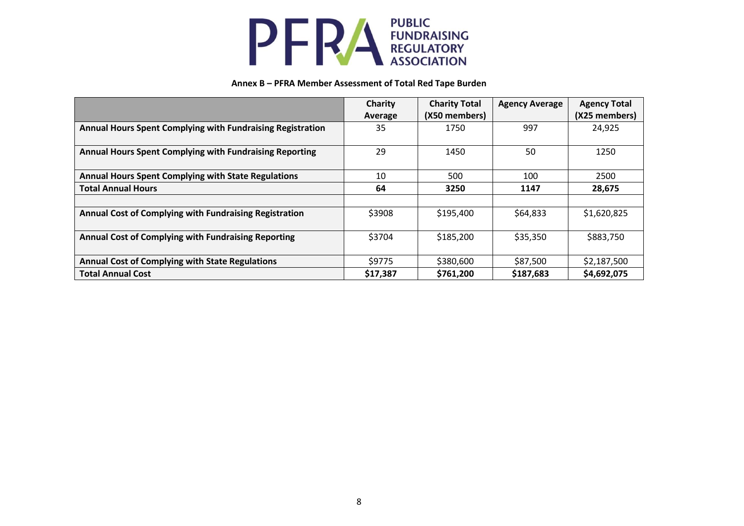PFRA PUBLIC FUNDRAISING REGULATORY ASSOCIATION

**Annex B – PFRA Member Assessment of Total Red Tape Burden**

| | Charity Average | Charity Total (X50 members) | Agency Average | Agency Total (X25 members) |
|---|---|---|---|---|
| **Annual Hours Spent Complying with Fundraising Registration** | 35 | 1750 | 997 | 24,925 |
| **Annual Hours Spent Complying with Fundraising Reporting** | 29 | 1450 | 50 | 1250 |
| **Annual Hours Spent Complying with State Regulations** | 10 | 500 | 100 | 2500 |
| **Total Annual Hours** | **64** | **3250** | **1147** | **28,675** |
| | | | | |
| **Annual Cost of Complying with Fundraising Registration** | $3908 | $195,400 | $64,833 | $1,620,825 |
| **Annual Cost of Complying with Fundraising Reporting** | $3704 | $185,200 | $35,350 | $883,750 |
| **Annual Cost of Complying with State Regulations** | $9775 | $380,600 | $87,500 | $2,187,500 |
| **Total Annual Cost** | **$17,387** | **$761,200** | **$187,683** | **$4,692,075** |